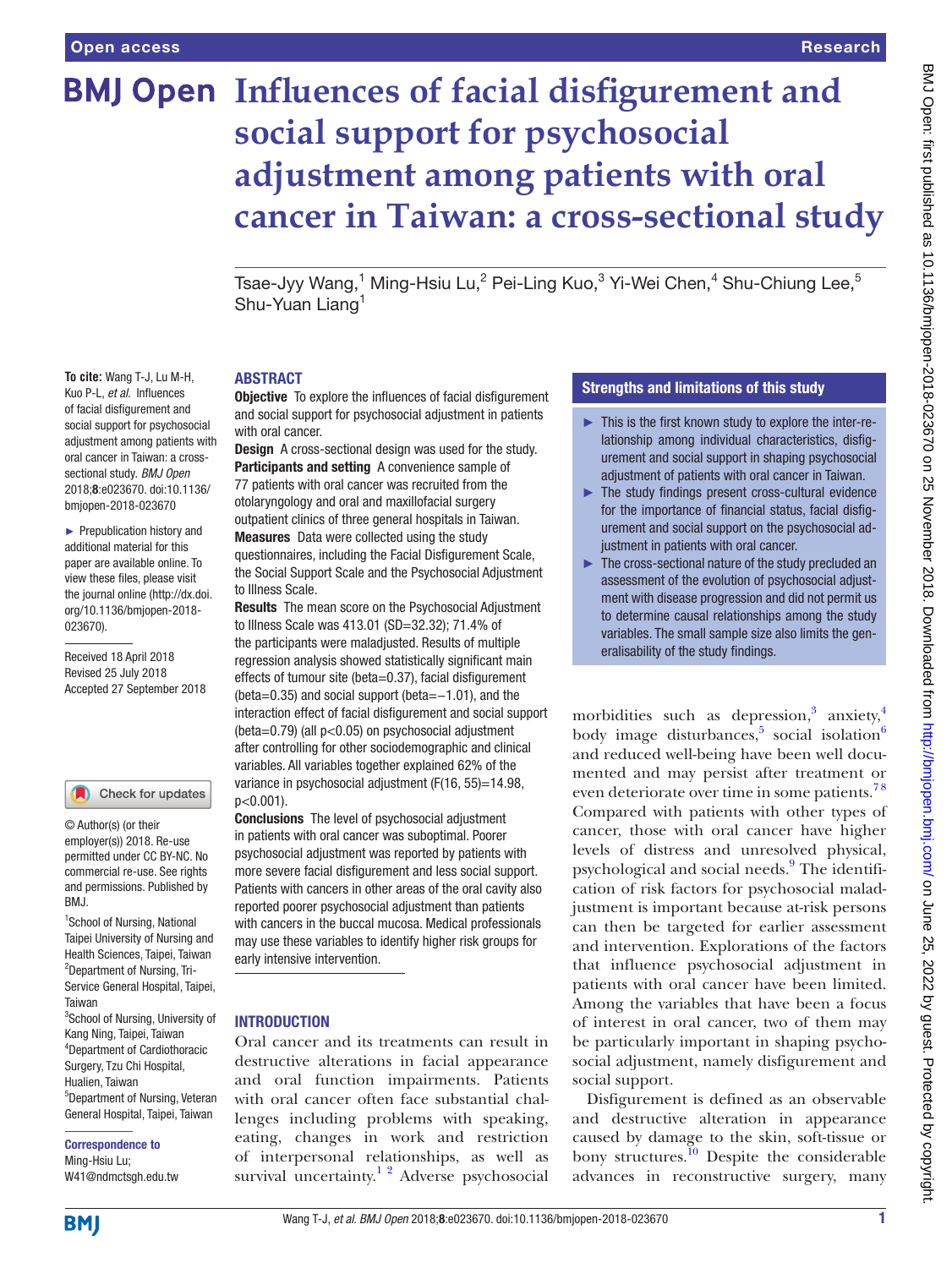# Influences of facial disfigurement and social support for psychosocial adjustment among patients with oral cancer in Taiwan: a cross-sectional study

Tsae-Jyy Wang,[1] Ming-Hsiu Lu,[2] Pei-Ling Kuo,[3] Yi-Wei Chen,[4] Shu-Chiung Lee,[5] Shu-Yuan Liang[1]

**To cite:** Wang T-J, Lu M-H, Kuo P-L, *et al*. Influences of facial disfigurement and social support for psychosocial adjustment among patients with oral cancer in Taiwan: a cross-sectional study. *BMJ Open* 2018;**8**:e023670. doi:10.1136/bmjopen-2018-023670

► Prepublication history and additional material for this paper are available online. To view these files, please visit the journal online (http://dx.doi.org/10.1136/bmjopen-2018-023670).

Received 18 April 2018
Revised 25 July 2018
Accepted 27 September 2018

© Author(s) (or their employer(s)) 2018. Re-use permitted under CC BY-NC. No commercial re-use. See rights and permissions. Published by BMJ.

[1]School of Nursing, National Taipei University of Nursing and Health Sciences, Taipei, Taiwan
[2]Department of Nursing, Tri-Service General Hospital, Taipei, Taiwan
[3]School of Nursing, University of Kang Ning, Taipei, Taiwan
[4]Department of Cardiothoracic Surgery, Tzu Chi Hospital, Hualien, Taiwan
[5]Department of Nursing, Veteran General Hospital, Taipei, Taiwan

**Correspondence to**
Ming-Hsiu Lu;
W41@ndmctsgh.edu.tw

## ABSTRACT

**Objective** To explore the influences of facial disfigurement and social support for psychosocial adjustment in patients with oral cancer.

**Design** A cross-sectional design was used for the study.

**Participants and setting** A convenience sample of 77 patients with oral cancer was recruited from the otolaryngology and oral and maxillofacial surgery outpatient clinics of three general hospitals in Taiwan.

**Measures** Data were collected using the study questionnaires, including the Facial Disfigurement Scale, the Social Support Scale and the Psychosocial Adjustment to Illness Scale.

**Results** The mean score on the Psychosocial Adjustment to Illness Scale was 413.01 (SD=32.32); 71.4% of the participants were maladjusted. Results of multiple regression analysis showed statistically significant main effects of tumour site (beta=0.37), facial disfigurement (beta=0.35) and social support (beta=−1.01), and the interaction effect of facial disfigurement and social support (beta=0.79) (all $p<0.05$) on psychosocial adjustment after controlling for other sociodemographic and clinical variables. All variables together explained 62% of the variance in psychosocial adjustment ($F(16, 55)=14.98$, $p<0.001$).

**Conclusions** The level of psychosocial adjustment in patients with oral cancer was suboptimal. Poorer psychosocial adjustment was reported by patients with more severe facial disfigurement and less social support. Patients with cancers in other areas of the oral cavity also reported poorer psychosocial adjustment than patients with cancers in the buccal mucosa. Medical professionals may use these variables to identify higher risk groups for early intensive intervention.

### Strengths and limitations of this study

- ► This is the first known study to explore the inter-relationship among individual characteristics, disfigurement and social support in shaping psychosocial adjustment of patients with oral cancer in Taiwan.
- ► The study findings present cross-cultural evidence for the importance of financial status, facial disfigurement and social support on the psychosocial adjustment in patients with oral cancer.
- ► The cross-sectional nature of the study precluded an assessment of the evolution of psychosocial adjustment with disease progression and did not permit us to determine causal relationships among the study variables. The small sample size also limits the generalisability of the study findings.

## INTRODUCTION

Oral cancer and its treatments can result in destructive alterations in facial appearance and oral function impairments. Patients with oral cancer often face substantial challenges including problems with speaking, eating, changes in work and restriction of interpersonal relationships, as well as survival uncertainty.[1,2] Adverse psychosocial morbidities such as depression,[3] anxiety,[4] body image disturbances,[5] social isolation[6] and reduced well-being have been well documented and may persist after treatment or even deteriorate over time in some patients.[7,8] Compared with patients with other types of cancer, those with oral cancer have higher levels of distress and unresolved physical, psychological and social needs.[9] The identification of risk factors for psychosocial maladjustment is important because at-risk persons can then be targeted for earlier assessment and intervention. Explorations of the factors that influence psychosocial adjustment in patients with oral cancer have been limited. Among the variables that have been a focus of interest in oral cancer, two of them may be particularly important in shaping psychosocial adjustment, namely disfigurement and social support.

Disfigurement is defined as an observable and destructive alteration in appearance caused by damage to the skin, soft-tissue or bony structures.[10] Despite the considerable advances in reconstructive surgery, many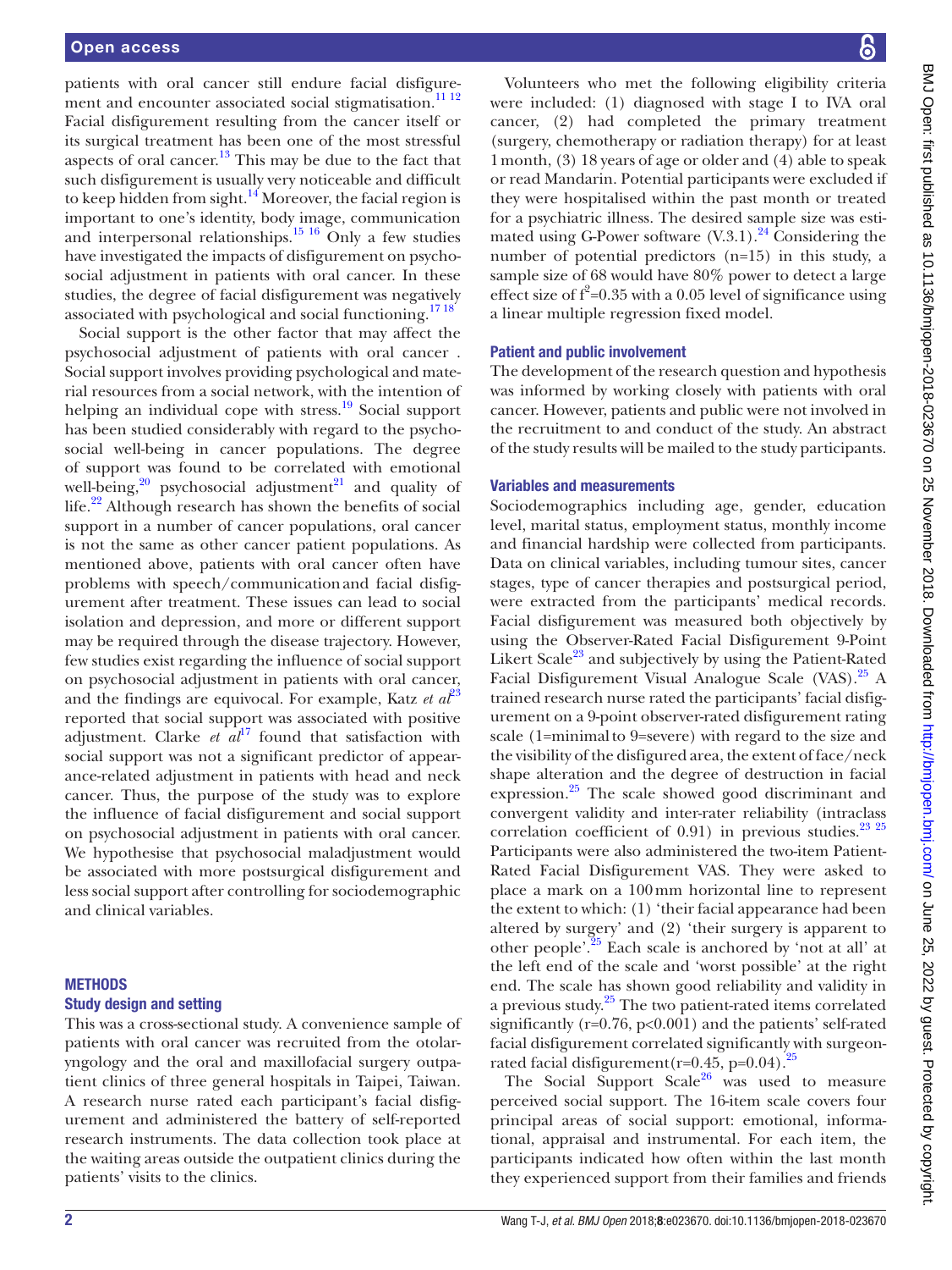patients with oral cancer still endure facial disfigurement and encounter associated social stigmatisation.[11,12] Facial disfigurement resulting from the cancer itself or its surgical treatment has been one of the most stressful aspects of oral cancer.[13] This may be due to the fact that such disfigurement is usually very noticeable and difficult to keep hidden from sight.[14] Moreover, the facial region is important to one's identity, body image, communication and interpersonal relationships.[15,16] Only a few studies have investigated the impacts of disfigurement on psychosocial adjustment in patients with oral cancer. In these studies, the degree of facial disfigurement was negatively associated with psychological and social functioning.[17,18]

Social support is the other factor that may affect the psychosocial adjustment of patients with oral cancer . Social support involves providing psychological and material resources from a social network, with the intention of helping an individual cope with stress.[19] Social support has been studied considerably with regard to the psychosocial well-being in cancer populations. The degree of support was found to be correlated with emotional well-being,[20] psychosocial adjustment[21] and quality of life.[22] Although research has shown the benefits of social support in a number of cancer populations, oral cancer is not the same as other cancer patient populations. As mentioned above, patients with oral cancer often have problems with speech/communication and facial disfigurement after treatment. These issues can lead to social isolation and depression, and more or different support may be required through the disease trajectory. However, few studies exist regarding the influence of social support on psychosocial adjustment in patients with oral cancer, and the findings are equivocal. For example, Katz *et al*[23] reported that social support was associated with positive adjustment. Clarke *et al*[17] found that satisfaction with social support was not a significant predictor of appearance-related adjustment in patients with head and neck cancer. Thus, the purpose of the study was to explore the influence of facial disfigurement and social support on psychosocial adjustment in patients with oral cancer. We hypothesise that psychosocial maladjustment would be associated with more postsurgical disfigurement and less social support after controlling for sociodemographic and clinical variables.

## METHODS

### Study design and setting

This was a cross-sectional study. A convenience sample of patients with oral cancer was recruited from the otolaryngology and the oral and maxillofacial surgery outpatient clinics of three general hospitals in Taipei, Taiwan. A research nurse rated each participant's facial disfigurement and administered the battery of self-reported research instruments. The data collection took place at the waiting areas outside the outpatient clinics during the patients' visits to the clinics.

Volunteers who met the following eligibility criteria were included: (1) diagnosed with stage I to IVA oral cancer, (2) had completed the primary treatment (surgery, chemotherapy or radiation therapy) for at least 1 month, (3) 18 years of age or older and (4) able to speak or read Mandarin. Potential participants were excluded if they were hospitalised within the past month or treated for a psychiatric illness. The desired sample size was estimated using G-Power software (V.3.1).[24] Considering the number of potential predictors (n=15) in this study, a sample size of 68 would have 80% power to detect a large effect size of $f^2$=0.35 with a 0.05 level of significance using a linear multiple regression fixed model.

### Patient and public involvement

The development of the research question and hypothesis was informed by working closely with patients with oral cancer. However, patients and public were not involved in the recruitment to and conduct of the study. An abstract of the study results will be mailed to the study participants.

### Variables and measurements

Sociodemographics including age, gender, education level, marital status, employment status, monthly income and financial hardship were collected from participants. Data on clinical variables, including tumour sites, cancer stages, type of cancer therapies and postsurgical period, were extracted from the participants' medical records. Facial disfigurement was measured both objectively by using the Observer-Rated Facial Disfigurement 9-Point Likert Scale[23] and subjectively by using the Patient-Rated Facial Disfigurement Visual Analogue Scale (VAS).[25] A trained research nurse rated the participants' facial disfigurement on a 9-point observer-rated disfigurement rating scale (1=minimal to 9=severe) with regard to the size and the visibility of the disfigured area, the extent of face/neck shape alteration and the degree of destruction in facial expression.[25] The scale showed good discriminant and convergent validity and inter-rater reliability (intraclass correlation coefficient of 0.91) in previous studies.[23,25] Participants were also administered the two-item Patient-Rated Facial Disfigurement VAS. They were asked to place a mark on a 100 mm horizontal line to represent the extent to which: (1) 'their facial appearance had been altered by surgery' and (2) 'their surgery is apparent to other people'.[25] Each scale is anchored by 'not at all' at the left end of the scale and 'worst possible' at the right end. The scale has shown good reliability and validity in a previous study.[25] The two patient-rated items correlated significantly (r=0.76, p<0.001) and the patients' self-rated facial disfigurement correlated significantly with surgeon-rated facial disfigurement (r=0.45, p=0.04).[25]

The Social Support Scale[26] was used to measure perceived social support. The 16-item scale covers four principal areas of social support: emotional, informational, appraisal and instrumental. For each item, the participants indicated how often within the last month they experienced support from their families and friends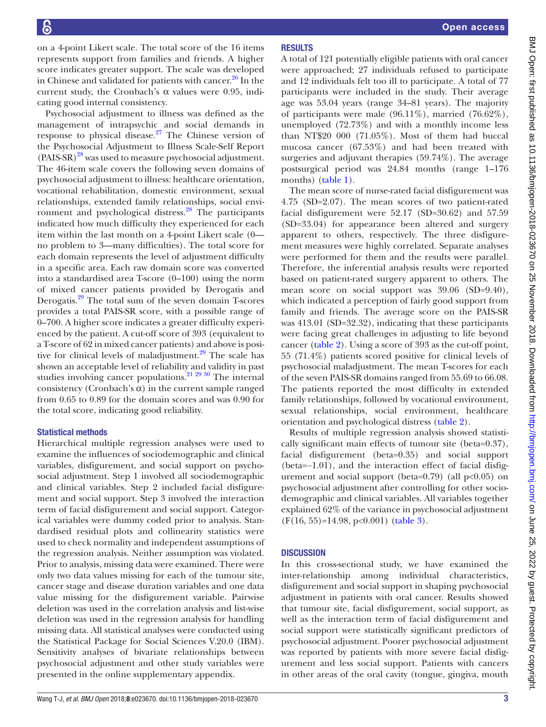on a 4-point Likert scale. The total score of the 16 items represents support from families and friends. A higher score indicates greater support. The scale was developed in Chinese and validated for patients with cancer.[26] In the current study, the Cronbach's α values were 0.95, indicating good internal consistency.

Psychosocial adjustment to illness was defined as the management of intrapsychic and social demands in response to physical disease.[27] The Chinese version of the Psychosocial Adjustment to Illness Scale-Self Report (PAIS-SR)[28] was used to measure psychosocial adjustment. The 46-item scale covers the following seven domains of psychosocial adjustment to illness: healthcare orientation, vocational rehabilitation, domestic environment, sexual relationships, extended family relationships, social environment and psychological distress.[28] The participants indicated how much difficulty they experienced for each item within the last month on a 4-point Likert scale (0—no problem to 3—many difficulties). The total score for each domain represents the level of adjustment difficulty in a specific area. Each raw domain score was converted into a standardised area T-score (0–100) using the norm of mixed cancer patients provided by Derogatis and Derogatis.[29] The total sum of the seven domain T-scores provides a total PAIS-SR score, with a possible range of 0–700. A higher score indicates a greater difficulty experienced by the patient. A cut-off score of 393 (equivalent to a T-score of 62 in mixed cancer patients) and above is positive for clinical levels of maladjustment.[29] The scale has shown an acceptable level of reliability and validity in past studies involving cancer populations.[21 29 30] The internal consistency (Cronbach's α) in the current sample ranged from 0.65 to 0.89 for the domain scores and was 0.90 for the total score, indicating good reliability.

### Statistical methods

Hierarchical multiple regression analyses were used to examine the influences of sociodemographic and clinical variables, disfigurement, and social support on psychosocial adjustment. Step 1 involved all sociodemographic and clinical variables. Step 2 included facial disfigurement and social support. Step 3 involved the interaction term of facial disfigurement and social support. Categorical variables were dummy coded prior to analysis. Standardised residual plots and collinearity statistics were used to check normality and independent assumptions of the regression analysis. Neither assumption was violated. Prior to analysis, missing data were examined. There were only two data values missing for each of the tumour site, cancer stage and disease duration variables and one data value missing for the disfigurement variable. Pairwise deletion was used in the correlation analysis and list-wise deletion was used in the regression analysis for handling missing data. All statistical analyses were conducted using the Statistical Package for Social Sciences V.20.0 (IBM). Sensitivity analyses of bivariate relationships between psychosocial adjustment and other study variables were presented in the online supplementary appendix.

## Results

A total of 121 potentially eligible patients with oral cancer were approached; 27 individuals refused to participate and 12 individuals felt too ill to participate. A total of 77 participants were included in the study. Their average age was 53.04 years (range 34–81 years). The majority of participants were male (96.11%), married (76.62%), unemployed (72.73%) and with a monthly income less than NT$20 000 (71.05%). Most of them had buccal mucosa cancer (67.53%) and had been treated with surgeries and adjuvant therapies (59.74%). The average postsurgical period was 24.84 months (range 1–176 months) (table 1).

The mean score of nurse-rated facial disfigurement was 4.75 (SD=2.07). The mean scores of two patient-rated facial disfigurement were 52.17 (SD=30.62) and 57.59 (SD=33.04) for appearance been altered and surgery apparent to others, respectively. The three disfigurement measures were highly correlated. Separate analyses were performed for them and the results were parallel. Therefore, the inferential analysis results were reported based on patient-rated surgery apparent to others. The mean score on social support was 39.06 (SD=9.40), which indicated a perception of fairly good support from family and friends. The average score on the PAIS-SR was 413.01 (SD=32.32), indicating that these participants were facing great challenges in adjusting to life beyond cancer (table 2). Using a score of 393 as the cut-off point, 55 (71.4%) patients scored positive for clinical levels of psychosocial maladjustment. The mean T-scores for each of the seven PAIS-SR domains ranged from 55.69 to 66.08. The patients reported the most difficulty in extended family relationships, followed by vocational environment, sexual relationships, social environment, healthcare orientation and psychological distress (table 2).

Results of multiple regression analysis showed statistically significant main effects of tumour site (beta=0.37), facial disfigurement (beta=0.35) and social support (beta=−1.01), and the interaction effect of facial disfigurement and social support (beta=0.79) (all $p<0.05$) on psychosocial adjustment after controlling for other sociodemographic and clinical variables. All variables together explained 62% of the variance in psychosocial adjustment ($F(16, 55)=14.98$, $p<0.001$) (table 3).

## Discussion

In this cross-sectional study, we have examined the inter-relationship among individual characteristics, disfigurement and social support in shaping psychosocial adjustment in patients with oral cancer. Results showed that tumour site, facial disfigurement, social support, as well as the interaction term of facial disfigurement and social support were statistically significant predictors of psychosocial adjustment. Poorer psychosocial adjustment was reported by patients with more severe facial disfigurement and less social support. Patients with cancers in other areas of the oral cavity (tongue, gingiva, mouth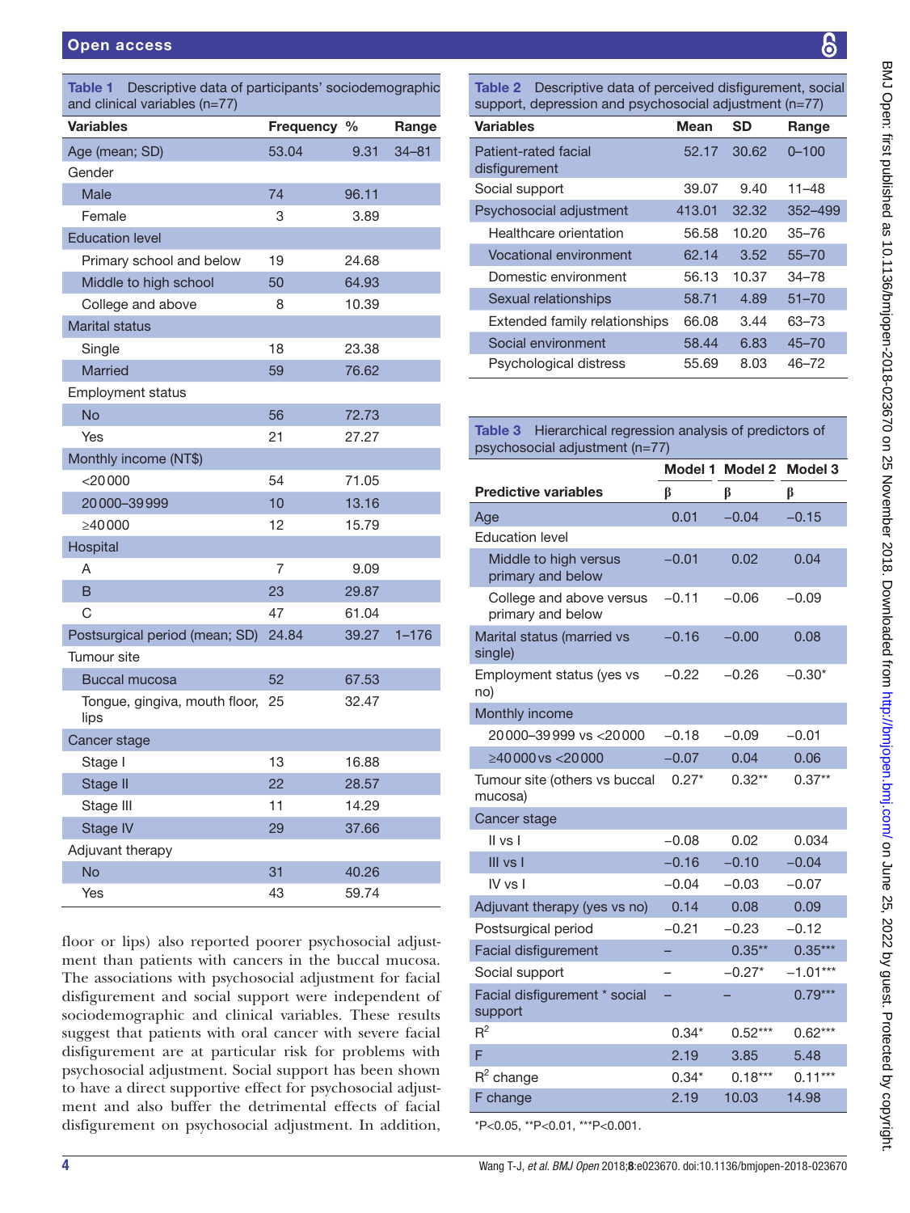**Table 1** Descriptive data of participants' sociodemographic and clinical variables (n=77)

| Variables | Frequency | % | Range |
|---|---|---|---|
| Age (mean; SD) | 53.04 | 9.31 | 34–81 |
| Gender | | | |
| Male | 74 | 96.11 | |
| Female | 3 | 3.89 | |
| Education level | | | |
| Primary school and below | 19 | 24.68 | |
| Middle to high school | 50 | 64.93 | |
| College and above | 8 | 10.39 | |
| Marital status | | | |
| Single | 18 | 23.38 | |
| Married | 59 | 76.62 | |
| Employment status | | | |
| No | 56 | 72.73 | |
| Yes | 21 | 27.27 | |
| Monthly income (NT$) | | | |
| <20 000 | 54 | 71.05 | |
| 20 000–39 999 | 10 | 13.16 | |
| ≥40 000 | 12 | 15.79 | |
| Hospital | | | |
| A | 7 | 9.09 | |
| B | 23 | 29.87 | |
| C | 47 | 61.04 | |
| Postsurgical period (mean; SD) | 24.84 | 39.27 | 1–176 |
| Tumour site | | | |
| Buccal mucosa | 52 | 67.53 | |
| Tongue, gingiva, mouth floor, lips | 25 | 32.47 | |
| Cancer stage | | | |
| Stage I | 13 | 16.88 | |
| Stage II | 22 | 28.57 | |
| Stage III | 11 | 14.29 | |
| Stage IV | 29 | 37.66 | |
| Adjuvant therapy | | | |
| No | 31 | 40.26 | |
| Yes | 43 | 59.74 | |

floor or lips) also reported poorer psychosocial adjustment than patients with cancers in the buccal mucosa. The associations with psychosocial adjustment for facial disfigurement and social support were independent of sociodemographic and clinical variables. These results suggest that patients with oral cancer with severe facial disfigurement are at particular risk for problems with psychosocial adjustment. Social support has been shown to have a direct supportive effect for psychosocial adjustment and also buffer the detrimental effects of facial disfigurement on psychosocial adjustment. In addition,

**Table 2** Descriptive data of perceived disfigurement, social support, depression and psychosocial adjustment (n=77)

| Variables | Mean | SD | Range |
|---|---|---|---|
| Patient-rated facial disfigurement | 52.17 | 30.62 | 0–100 |
| Social support | 39.07 | 9.40 | 11–48 |
| Psychosocial adjustment | 413.01 | 32.32 | 352–499 |
| Healthcare orientation | 56.58 | 10.20 | 35–76 |
| Vocational environment | 62.14 | 3.52 | 55–70 |
| Domestic environment | 56.13 | 10.37 | 34–78 |
| Sexual relationships | 58.71 | 4.89 | 51–70 |
| Extended family relationships | 66.08 | 3.44 | 63–73 |
| Social environment | 58.44 | 6.83 | 45–70 |
| Psychological distress | 55.69 | 8.03 | 46–72 |

**Table 3** Hierarchical regression analysis of predictors of psychosocial adjustment (n=77)

| | Model 1 | Model 2 | Model 3 |
|---|---|---|---|
| Predictive variables | β | β | β |
| Age | 0.01 | −0.04 | −0.15 |
| Education level | | | |
| Middle to high versus primary and below | −0.01 | 0.02 | 0.04 |
| College and above versus primary and below | −0.11 | −0.06 | −0.09 |
| Marital status (married vs single) | −0.16 | −0.00 | 0.08 |
| Employment status (yes vs no) | −0.22 | −0.26 | −0.30* |
| Monthly income | | | |
| 20 000–39 999 vs <20 000 | −0.18 | −0.09 | −0.01 |
| ≥40 000 vs <20 000 | −0.07 | 0.04 | 0.06 |
| Tumour site (others vs buccal mucosa) | 0.27* | 0.32** | 0.37** |
| Cancer stage | | | |
| II vs I | −0.08 | 0.02 | 0.034 |
| III vs I | −0.16 | −0.10 | −0.04 |
| IV vs I | −0.04 | −0.03 | −0.07 |
| Adjuvant therapy (yes vs no) | 0.14 | 0.08 | 0.09 |
| Postsurgical period | −0.21 | −0.23 | −0.12 |
| Facial disfigurement | – | 0.35** | 0.35*** |
| Social support | – | −0.27* | −1.01*** |
| Facial disfigurement * social support | – | – | 0.79*** |
| $R^2$ | 0.34* | 0.52*** | 0.62*** |
| F | 2.19 | 3.85 | 5.48 |
| $R^2$ change | 0.34* | 0.18*** | 0.11*** |
| F change | 2.19 | 10.03 | 14.98 |

*P<0.05, **P<0.01, ***P<0.001.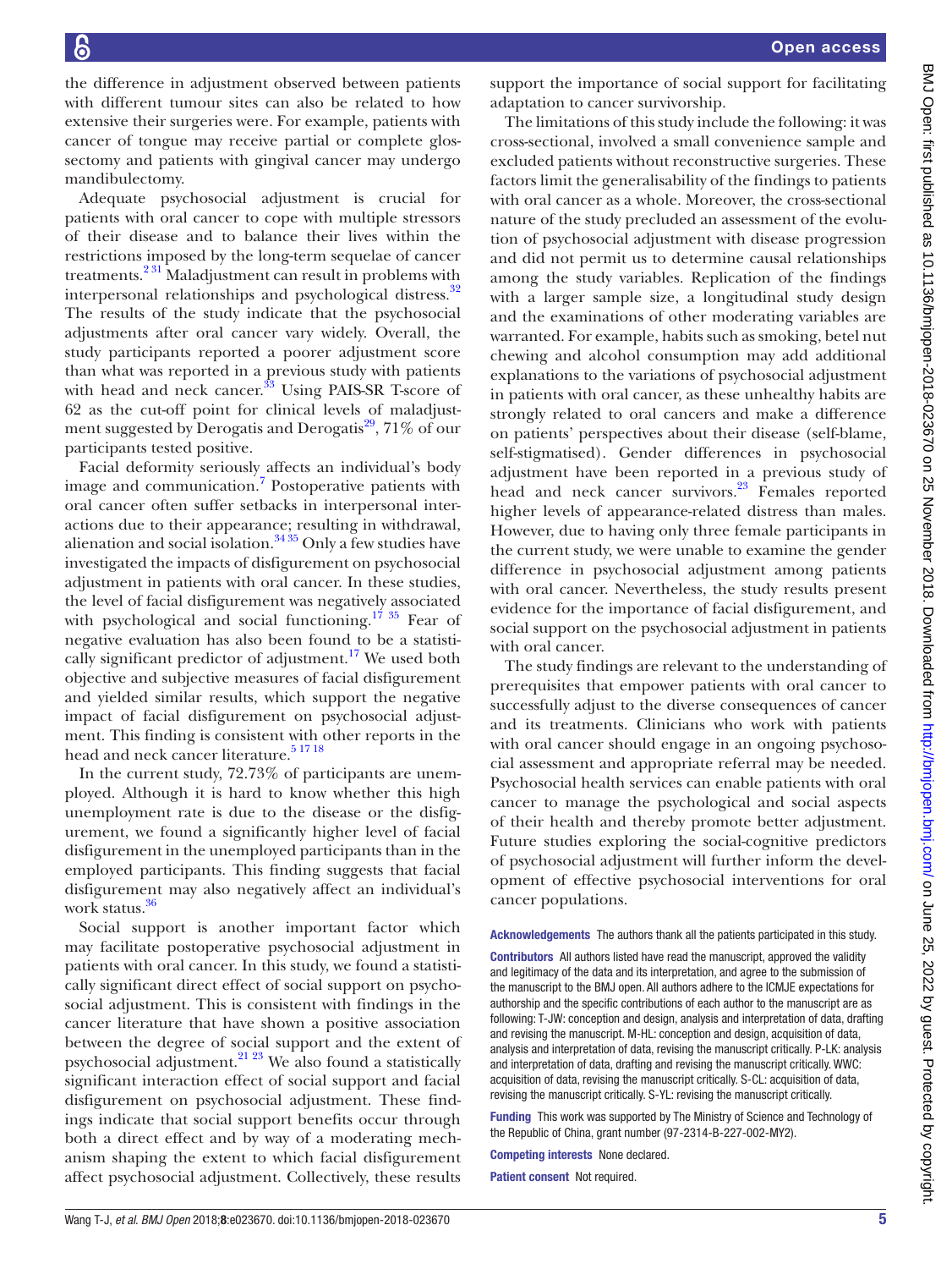the difference in adjustment observed between patients with different tumour sites can also be related to how extensive their surgeries were. For example, patients with cancer of tongue may receive partial or complete glossectomy and patients with gingival cancer may undergo mandibulectomy.

Adequate psychosocial adjustment is crucial for patients with oral cancer to cope with multiple stressors of their disease and to balance their lives within the restrictions imposed by the long-term sequelae of cancer treatments.[2,31] Maladjustment can result in problems with interpersonal relationships and psychological distress.[32] The results of the study indicate that the psychosocial adjustments after oral cancer vary widely. Overall, the study participants reported a poorer adjustment score than what was reported in a previous study with patients with head and neck cancer.[33] Using PAIS-SR T-score of 62 as the cut-off point for clinical levels of maladjustment suggested by Derogatis and Derogatis[29], 71% of our participants tested positive.

Facial deformity seriously affects an individual's body image and communication.[7] Postoperative patients with oral cancer often suffer setbacks in interpersonal interactions due to their appearance; resulting in withdrawal, alienation and social isolation.[34,35] Only a few studies have investigated the impacts of disfigurement on psychosocial adjustment in patients with oral cancer. In these studies, the level of facial disfigurement was negatively associated with psychological and social functioning.[17,35] Fear of negative evaluation has also been found to be a statistically significant predictor of adjustment.[17] We used both objective and subjective measures of facial disfigurement and yielded similar results, which support the negative impact of facial disfigurement on psychosocial adjustment. This finding is consistent with other reports in the head and neck cancer literature.[5,17,18]

In the current study, 72.73% of participants are unemployed. Although it is hard to know whether this high unemployment rate is due to the disease or the disfigurement, we found a significantly higher level of facial disfigurement in the unemployed participants than in the employed participants. This finding suggests that facial disfigurement may also negatively affect an individual's work status.[36]

Social support is another important factor which may facilitate postoperative psychosocial adjustment in patients with oral cancer. In this study, we found a statistically significant direct effect of social support on psychosocial adjustment. This is consistent with findings in the cancer literature that have shown a positive association between the degree of social support and the extent of psychosocial adjustment.[21,23] We also found a statistically significant interaction effect of social support and facial disfigurement on psychosocial adjustment. These findings indicate that social support benefits occur through both a direct effect and by way of a moderating mechanism shaping the extent to which facial disfigurement affect psychosocial adjustment. Collectively, these results support the importance of social support for facilitating adaptation to cancer survivorship.

The limitations of this study include the following: it was cross-sectional, involved a small convenience sample and excluded patients without reconstructive surgeries. These factors limit the generalisability of the findings to patients with oral cancer as a whole. Moreover, the cross-sectional nature of the study precluded an assessment of the evolution of psychosocial adjustment with disease progression and did not permit us to determine causal relationships among the study variables. Replication of the findings with a larger sample size, a longitudinal study design and the examinations of other moderating variables are warranted. For example, habits such as smoking, betel nut chewing and alcohol consumption may add additional explanations to the variations of psychosocial adjustment in patients with oral cancer, as these unhealthy habits are strongly related to oral cancers and make a difference on patients' perspectives about their disease (self-blame, self-stigmatised). Gender differences in psychosocial adjustment have been reported in a previous study of head and neck cancer survivors.[23] Females reported higher levels of appearance-related distress than males. However, due to having only three female participants in the current study, we were unable to examine the gender difference in psychosocial adjustment among patients with oral cancer. Nevertheless, the study results present evidence for the importance of facial disfigurement, and social support on the psychosocial adjustment in patients with oral cancer.

The study findings are relevant to the understanding of prerequisites that empower patients with oral cancer to successfully adjust to the diverse consequences of cancer and its treatments. Clinicians who work with patients with oral cancer should engage in an ongoing psychosocial assessment and appropriate referral may be needed. Psychosocial health services can enable patients with oral cancer to manage the psychological and social aspects of their health and thereby promote better adjustment. Future studies exploring the social-cognitive predictors of psychosocial adjustment will further inform the development of effective psychosocial interventions for oral cancer populations.

**Acknowledgements** The authors thank all the patients participated in this study.

**Contributors** All authors listed have read the manuscript, approved the validity and legitimacy of the data and its interpretation, and agree to the submission of the manuscript to the BMJ open. All authors adhere to the ICMJE expectations for authorship and the specific contributions of each author to the manuscript are as following: T-JW: conception and design, analysis and interpretation of data, drafting and revising the manuscript. M-HL: conception and design, acquisition of data, analysis and interpretation of data, revising the manuscript critically. P-LK: analysis and interpretation of data, drafting and revising the manuscript critically. WWC: acquisition of data, revising the manuscript critically. S-CL: acquisition of data, revising the manuscript critically. S-YL: revising the manuscript critically.

**Funding** This work was supported by The Ministry of Science and Technology of the Republic of China, grant number (97-2314-B-227-002-MY2).

**Competing interests** None declared.

**Patient consent** Not required.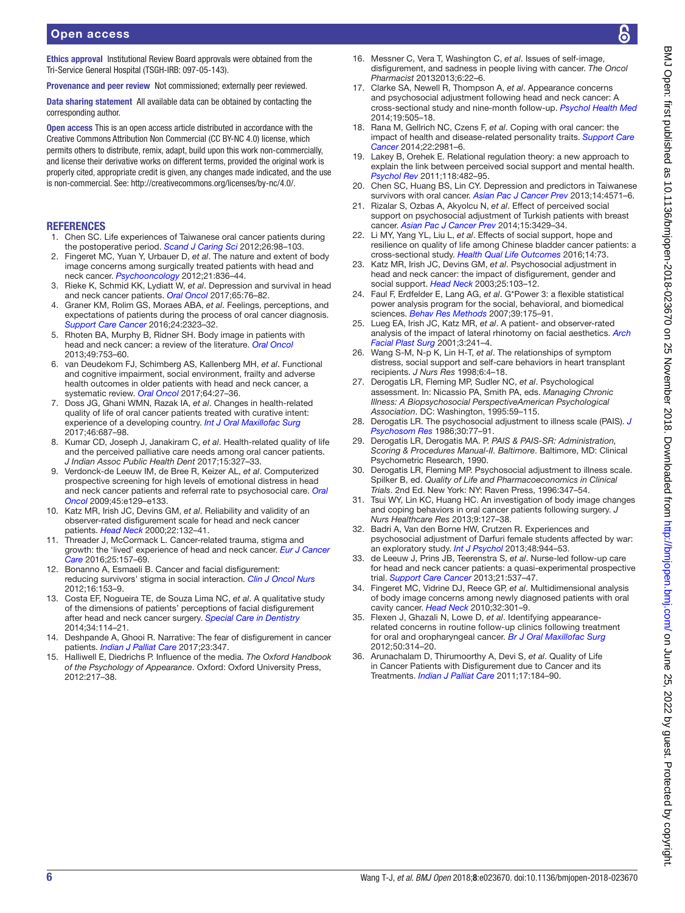**Ethics approval** Institutional Review Board approvals were obtained from the Tri-Service General Hospital (TSGH-IRB: 097-05-143).

**Provenance and peer review** Not commissioned; externally peer reviewed.

**Data sharing statement** All available data can be obtained by contacting the corresponding author.

**Open access** This is an open access article distributed in accordance with the Creative Commons Attribution Non Commercial (CC BY-NC 4.0) license, which permits others to distribute, remix, adapt, build upon this work non-commercially, and license their derivative works on different terms, provided the original work is properly cited, appropriate credit is given, any changes made indicated, and the use is non-commercial. See: http://creativecommons.org/licenses/by-nc/4.0/.

## REFERENCES

1. Chen SC. Life experiences of Taiwanese oral cancer patients during the postoperative period. *Scand J Caring Sci* 2012;26:98–103.
2. Fingeret MC, Yuan Y, Urbauer D, *et al*. The nature and extent of body image concerns among surgically treated patients with head and neck cancer. *Psychooncology* 2012;21:836–44.
3. Rieke K, Schmid KK, Lydiatt W, *et al*. Depression and survival in head and neck cancer patients. *Oral Oncol* 2017;65:76–82.
4. Graner KM, Rolim GS, Moraes ABA, *et al*. Feelings, perceptions, and expectations of patients during the process of oral cancer diagnosis. *Support Care Cancer* 2016;24:2323–32.
5. Rhoten BA, Murphy B, Ridner SH. Body image in patients with head and neck cancer: a review of the literature. *Oral Oncol* 2013;49:753–60.
6. van Deudekom FJ, Schimberg AS, Kallenberg MH, *et al*. Functional and cognitive impairment, social environment, frailty and adverse health outcomes in older patients with head and neck cancer, a systematic review. *Oral Oncol* 2017;64:27–36.
7. Doss JG, Ghani WMN, Razak IA, *et al*. Changes in health-related quality of life of oral cancer patients treated with curative intent: experience of a developing country. *Int J Oral Maxillofac Surg* 2017;46:687–98.
8. Kumar CD, Joseph J, Janakiram C, *et al*. Health-related quality of life and the perceived palliative care needs among oral cancer patients. *J Indian Assoc Public Health Dent* 2017;15:327–33.
9. Verdonck-de Leeuw IM, de Bree R, Keizer AL, *et al*. Computerized prospective screening for high levels of emotional distress in head and neck cancer patients and referral rate to psychosocial care. *Oral Oncol* 2009;45:e129–e133.
10. Katz MR, Irish JC, Devins GM, *et al*. Reliability and validity of an observer-rated disfigurement scale for head and neck cancer patients. *Head Neck* 2000;22:132–41.
11. Threader J, McCormack L. Cancer-related trauma, stigma and growth: the 'lived' experience of head and neck cancer. *Eur J Cancer Care* 2016;25:157–69.
12. Bonanno A, Esmaeli B. Cancer and facial disfigurement: reducing survivors' stigma in social interaction. *Clin J Oncol Nurs* 2012;16:153–9.
13. Costa EF, Nogueira TE, de Souza Lima NC, *et al*. A qualitative study of the dimensions of patients' perceptions of facial disfigurement after head and neck cancer surgery. *Special Care in Dentistry* 2014;34:114–21.
14. Deshpande A, Ghooi R. Narrative: The fear of disfigurement in cancer patients. *Indian J Palliat Care* 2017;23:347.
15. Halliwell E, Diedrichs P. Influence of the media. *The Oxford Handbook of the Psychology of Appearance*. Oxford: Oxford University Press, 2012:217–38.
16. Messner C, Vera T, Washington C, *et al*. Issues of self-image, disfigurement, and sadness in people living with cancer. *The Oncol Pharmacist* 20132013;6:22–6.
17. Clarke SA, Newell R, Thompson A, *et al*. Appearance concerns and psychosocial adjustment following head and neck cancer: A cross-sectional study and nine-month follow-up. *Psychol Health Med* 2014;19:505–18.
18. Rana M, Gellrich NC, Czens F, *et al*. Coping with oral cancer: the impact of health and disease-related personality traits. *Support Care Cancer* 2014;22:2981–6.
19. Lakey B, Orehek E. Relational regulation theory: a new approach to explain the link between perceived social support and mental health. *Psychol Rev* 2011;118:482–95.
20. Chen SC, Huang BS, Lin CY. Depression and predictors in Taiwanese survivors with oral cancer. *Asian Pac J Cancer Prev* 2013;14:4571–6.
21. Rizalar S, Ozbas A, Akyolcu N, *et al*. Effect of perceived social support on psychosocial adjustment of Turkish patients with breast cancer. *Asian Pac J Cancer Prev* 2014;15:3429–34.
22. Li MY, Yang YL, Liu L, *et al*. Effects of social support, hope and resilience on quality of life among Chinese bladder cancer patients: a cross-sectional study. *Health Qual Life Outcomes* 2016;14:73.
23. Katz MR, Irish JC, Devins GM, *et al*. Psychosocial adjustment in head and neck cancer: the impact of disfigurement, gender and social support. *Head Neck* 2003;25:103–12.
24. Faul F, Erdfelder E, Lang AG, *et al*. G*Power 3: a flexible statistical power analysis program for the social, behavioral, and biomedical sciences. *Behav Res Methods* 2007;39:175–91.
25. Lueg EA, Irish JC, Katz MR, *et al*. A patient- and observer-rated analysis of the impact of lateral rhinotomy on facial aesthetics. *Arch Facial Plast Surg* 2001;3:241–4.
26. Wang S-M, N-p K, Lin H-T, *et al*. The relationships of symptom distress, social support and self-care behaviors in heart transplant recipients. *J Nurs Res* 1998;6:4–18.
27. Derogatis LR, Fleming MP, Sudler NC, *et al*. Psychological assessment. In: Nicassio PA, Smith PA, eds. *Managing Chronic Illness: A Biopsychosocial PerspectiveAmerican Psychological Association*. DC: Washington, 1995:59–115.
28. Derogatis LR. The psychosocial adjustment to illness scale (PAIS). *J Psychosom Res* 1986;30:77–91.
29. Derogatis LR, Derogatis MA. P. *PAIS & PAIS-SR: Administration, Scoring & Procedures Manual-II. Baltimore*. Baltimore, MD: Clinical Psychometric Research, 1990.
30. Derogatis LR, Fleming MP. Psychosocial adjustment to illness scale. Spilker B, ed. *Quality of Life and Pharmacoeconomics in Clinical Trials*. 2nd Ed. New York: NY: Raven Press, 1996:347–54.
31. Tsui WY, Lin KC, Huang HC. An investigation of body image changes and coping behaviors in oral cancer patients following surgery. *J Nurs Healthcare Res* 2013;9:127–38.
32. Badri A, Van den Borne HW, Crutzen R. Experiences and psychosocial adjustment of Darfuri female students affected by war: an exploratory study. *Int J Psychol* 2013;48:944–53.
33. de Leeuw J, Prins JB, Teerenstra S, *et al*. Nurse-led follow-up care for head and neck cancer patients: a quasi-experimental prospective trial. *Support Care Cancer* 2013;21:537–47.
34. Fingeret MC, Vidrine DJ, Reece GP, *et al*. Multidimensional analysis of body image concerns among newly diagnosed patients with oral cavity cancer. *Head Neck* 2010;32:301–9.
35. Flexen J, Ghazali N, Lowe D, *et al*. Identifying appearance-related concerns in routine follow-up clinics following treatment for oral and oropharyngeal cancer. *Br J Oral Maxillofac Surg* 2012;50:314–20.
36. Arunachalam D, Thirumoorthy A, Devi S, *et al*. Quality of Life in Cancer Patients with Disfigurement due to Cancer and its Treatments. *Indian J Palliat Care* 2011;17:184–90.